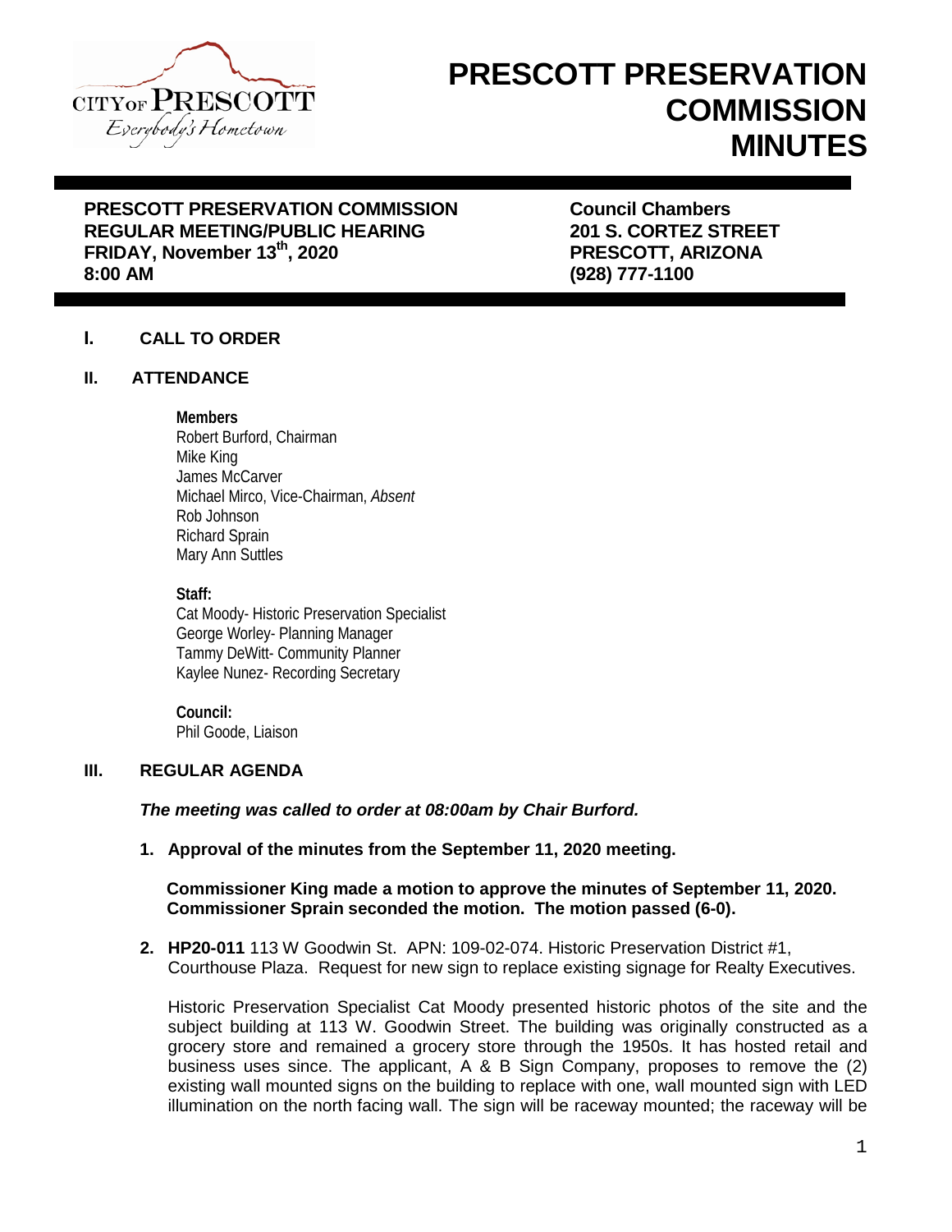# PRESCOTT PRESERVATION COMMISSION MINUTES

**PRESCOTT PRESERVATION COMMISSION**
**REGULAR MEETING/PUBLIC HEARING**
**FRIDAY, November 13th, 2020**
**8:00 AM**

**Council Chambers**
**201 S. CORTEZ STREET**
**PRESCOTT, ARIZONA**
**(928) 777-1100**

## I. CALL TO ORDER

## II. ATTENDANCE

**Members**
Robert Burford, Chairman
Mike King
James McCarver
Michael Mirco, Vice-Chairman, *Absent*
Rob Johnson
Richard Sprain
Mary Ann Suttles

**Staff:**
Cat Moody- Historic Preservation Specialist
George Worley- Planning Manager
Tammy DeWitt- Community Planner
Kaylee Nunez- Recording Secretary

**Council:**
Phil Goode, Liaison

## III. REGULAR AGENDA

***The meeting was called to order at 08:00am by Chair Burford.***

1. **Approval of the minutes from the September 11, 2020 meeting.**

   **Commissioner King made a motion to approve the minutes of September 11, 2020. Commissioner Sprain seconded the motion. The motion passed (6-0).**

2. **HP20-011** 113 W Goodwin St. APN: 109-02-074. Historic Preservation District #1, Courthouse Plaza. Request for new sign to replace existing signage for Realty Executives.

   Historic Preservation Specialist Cat Moody presented historic photos of the site and the subject building at 113 W. Goodwin Street. The building was originally constructed as a grocery store and remained a grocery store through the 1950s. It has hosted retail and business uses since. The applicant, A & B Sign Company, proposes to remove the (2) existing wall mounted signs on the building to replace with one, wall mounted sign with LED illumination on the north facing wall. The sign will be raceway mounted; the raceway will be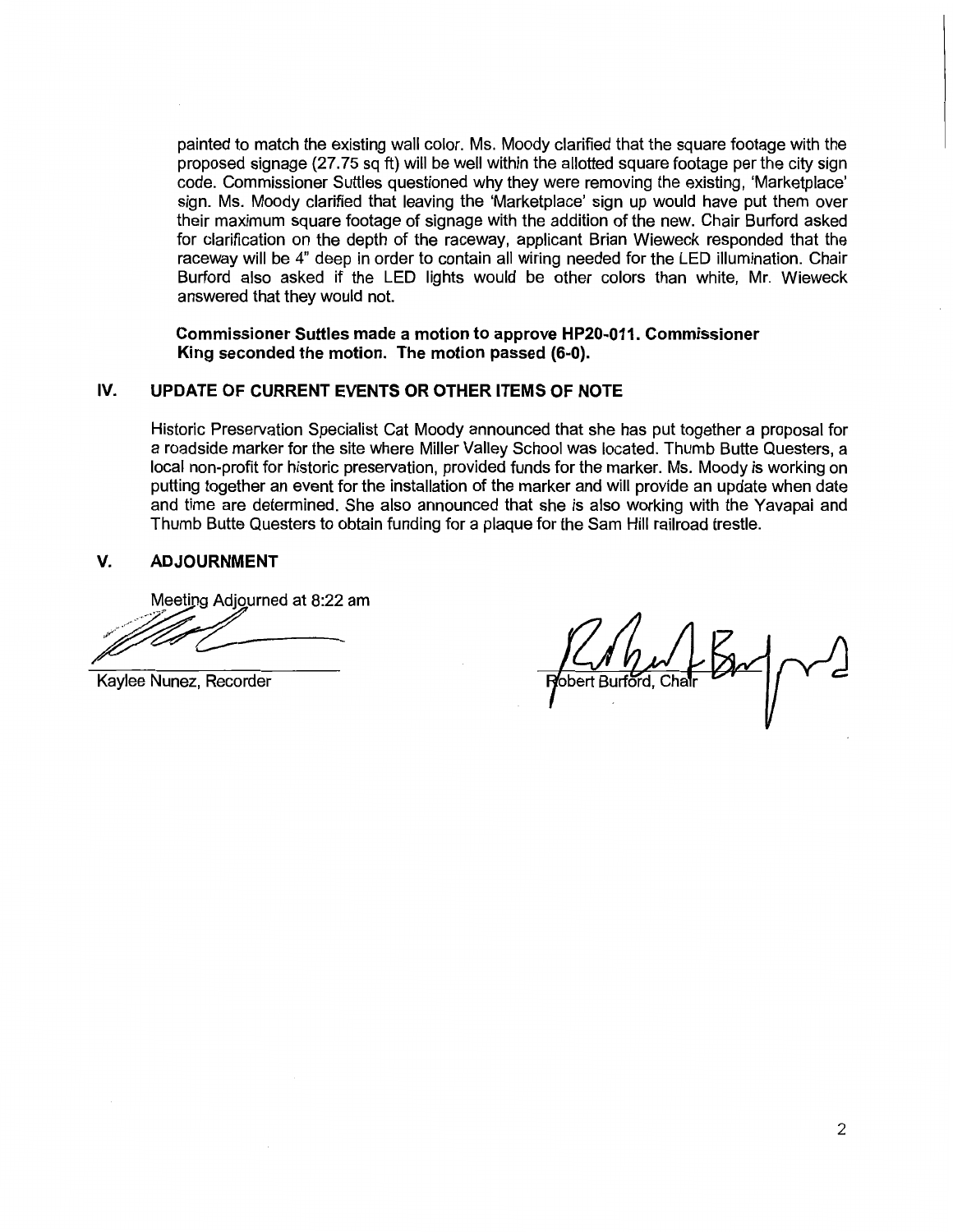painted to match the existing wall color. Ms. Moody clarified that the square footage with the proposed signage (27.75 sq ft) will be well within the allotted square footage per the city sign code. Commissioner Suttles questioned why they were removing the existing, 'Marketplace' sign. Ms. Moody clarified that leaving the 'Marketplace' sign up would have put them over their maximum square footage of signage with the addition of the new. Chair Burford asked for clarification on the depth of the raceway, applicant Brian Wieweck responded that the raceway will be 4" deep in order to contain all wiring needed for the LED illumination. Chair Burford also asked if the LED lights would be other colors than white, Mr. Wieweck answered that they would not.

**Commissioner Suttles made a motion to approve HP20-011. Commissioner King seconded the motion. The motion passed (6-0).**

## IV. UPDATE OF CURRENT EVENTS OR OTHER ITEMS OF NOTE

Historic Preservation Specialist Cat Moody announced that she has put together a proposal for a roadside marker for the site where Miller Valley School was located. Thumb Butte Questers, a local non-profit for historic preservation, provided funds for the marker. Ms. Moody is working on putting together an event for the installation of the marker and will provide an update when date and time are determined. She also announced that she is also working with the Yavapai and Thumb Butte Questers to obtain funding for a plaque for the Sam Hill railroad trestle.

## V. ADJOURNMENT

Meeting Adjourned at 8:22 am

Kaylee Nunez, Recorder

Robert Burford, Chair